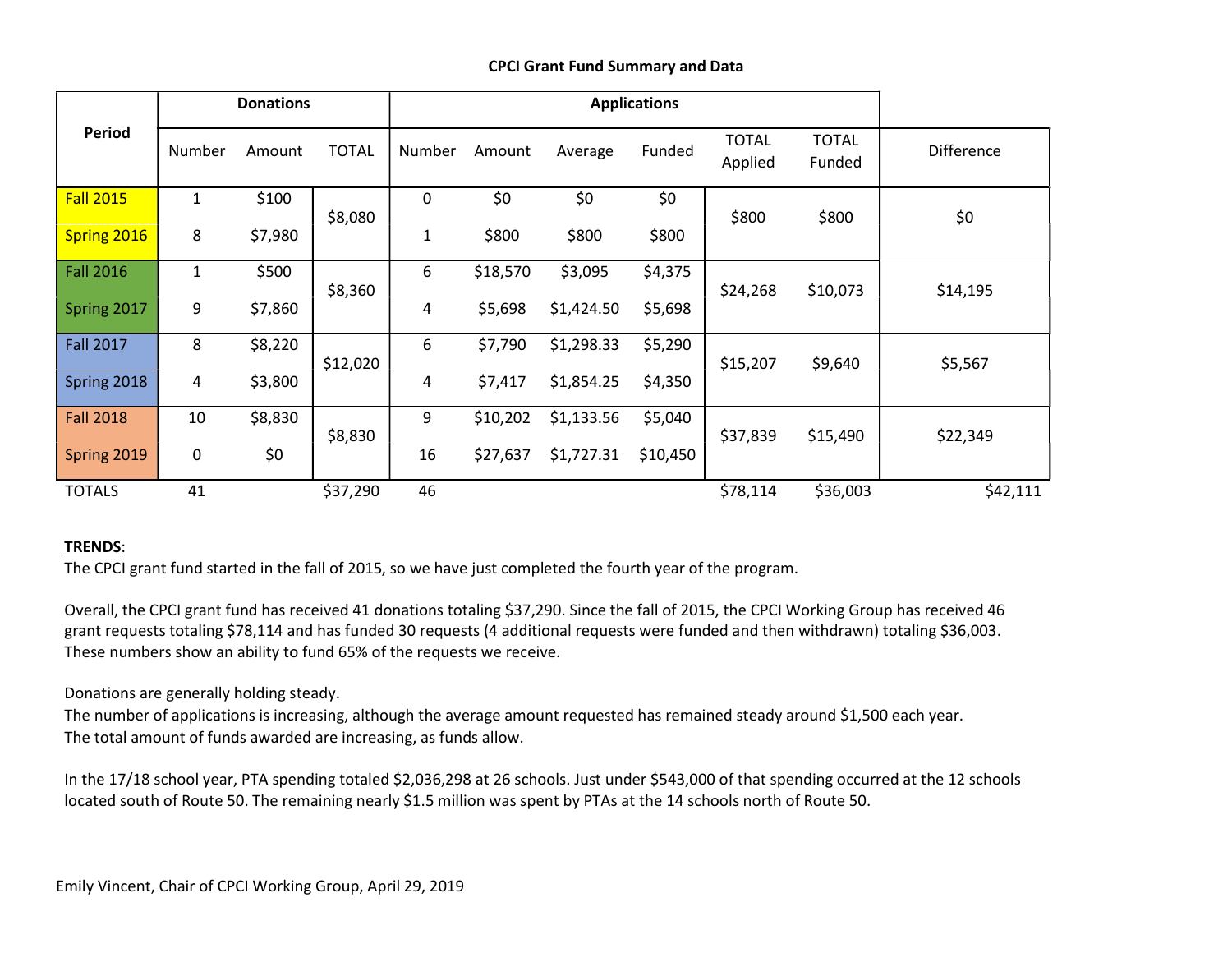**CPCI Grant Fund Summary and Data**

| Period | Donations | | | Applications | | | | | | |
|---|---|---|---|---|---|---|---|---|---|---|
| | Number | Amount | TOTAL | Number | Amount | Average | Funded | TOTAL Applied | TOTAL Funded | Difference |
| Fall 2015 | 1 | $100 | $8,080 | 0 | $0 | $0 | $0 | $800 | $800 | $0 |
| Spring 2016 | 8 | $7,980 | | 1 | $800 | $800 | $800 | | | |
| Fall 2016 | 1 | $500 | $8,360 | 6 | $18,570 | $3,095 | $4,375 | $24,268 | $10,073 | $14,195 |
| Spring 2017 | 9 | $7,860 | | 4 | $5,698 | $1,424.50 | $5,698 | | | |
| Fall 2017 | 8 | $8,220 | $12,020 | 6 | $7,790 | $1,298.33 | $5,290 | $15,207 | $9,640 | $5,567 |
| Spring 2018 | 4 | $3,800 | | 4 | $7,417 | $1,854.25 | $4,350 | | | |
| Fall 2018 | 10 | $8,830 | $8,830 | 9 | $10,202 | $1,133.56 | $5,040 | $37,839 | $15,490 | $22,349 |
| Spring 2019 | 0 | $0 | | 16 | $27,637 | $1,727.31 | $10,450 | | | |
| TOTALS | 41 | | $37,290 | 46 | | | | $78,114 | $36,003 | $42,111 |

**TRENDS**:

The CPCI grant fund started in the fall of 2015, so we have just completed the fourth year of the program.

Overall, the CPCI grant fund has received 41 donations totaling $37,290. Since the fall of 2015, the CPCI Working Group has received 46 grant requests totaling $78,114 and has funded 30 requests (4 additional requests were funded and then withdrawn) totaling $36,003. These numbers show an ability to fund 65% of the requests we receive.

Donations are generally holding steady.
The number of applications is increasing, although the average amount requested has remained steady around $1,500 each year.
The total amount of funds awarded are increasing, as funds allow.

In the 17/18 school year, PTA spending totaled $2,036,298 at 26 schools. Just under $543,000 of that spending occurred at the 12 schools located south of Route 50. The remaining nearly $1.5 million was spent by PTAs at the 14 schools north of Route 50.

Emily Vincent, Chair of CPCI Working Group, April 29, 2019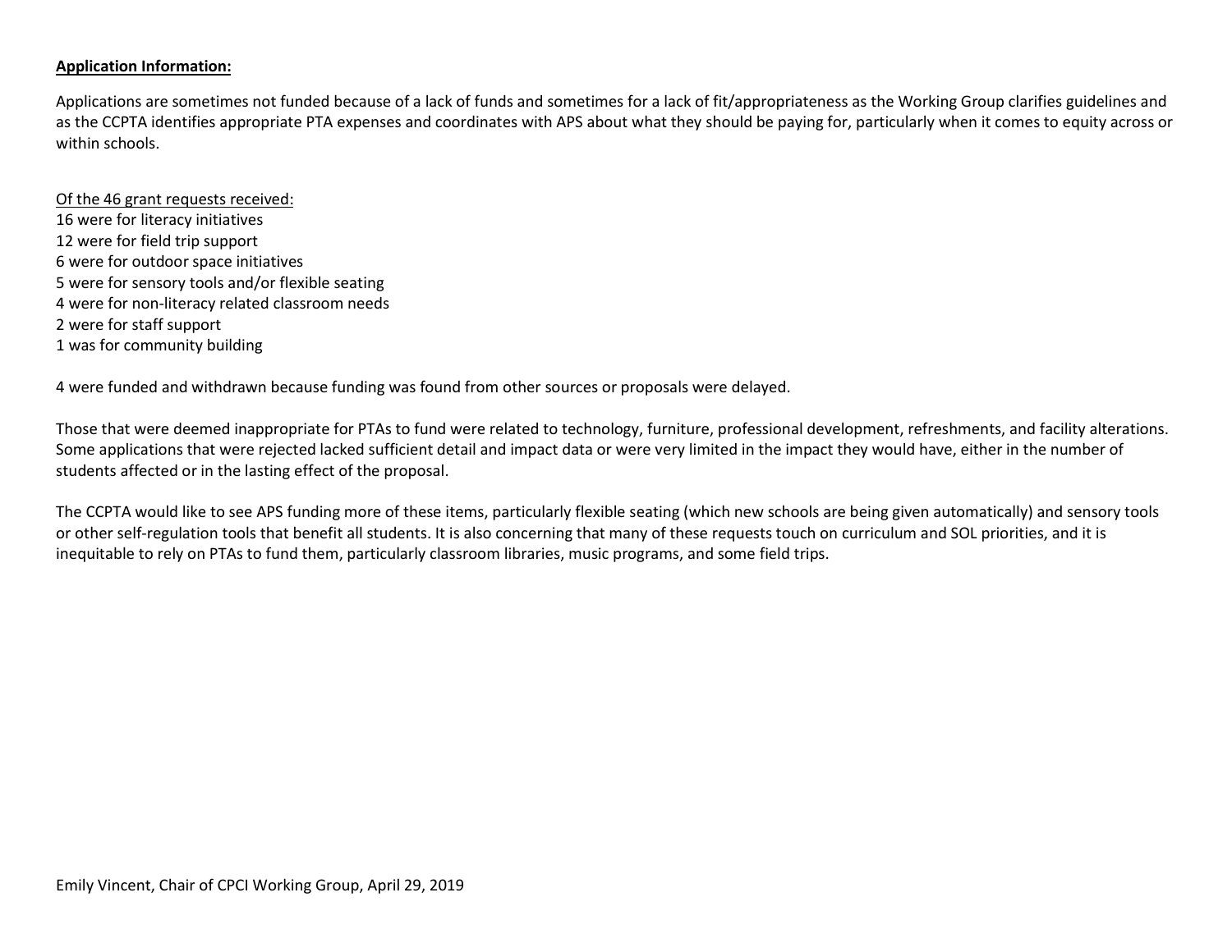**Application Information:**

Applications are sometimes not funded because of a lack of funds and sometimes for a lack of fit/appropriateness as the Working Group clarifies guidelines and as the CCPTA identifies appropriate PTA expenses and coordinates with APS about what they should be paying for, particularly when it comes to equity across or within schools.

Of the 46 grant requests received:
16 were for literacy initiatives
12 were for field trip support
6 were for outdoor space initiatives
5 were for sensory tools and/or flexible seating
4 were for non-literacy related classroom needs
2 were for staff support
1 was for community building

4 were funded and withdrawn because funding was found from other sources or proposals were delayed.

Those that were deemed inappropriate for PTAs to fund were related to technology, furniture, professional development, refreshments, and facility alterations. Some applications that were rejected lacked sufficient detail and impact data or were very limited in the impact they would have, either in the number of students affected or in the lasting effect of the proposal.

The CCPTA would like to see APS funding more of these items, particularly flexible seating (which new schools are being given automatically) and sensory tools or other self-regulation tools that benefit all students. It is also concerning that many of these requests touch on curriculum and SOL priorities, and it is inequitable to rely on PTAs to fund them, particularly classroom libraries, music programs, and some field trips.

Emily Vincent, Chair of CPCI Working Group, April 29, 2019